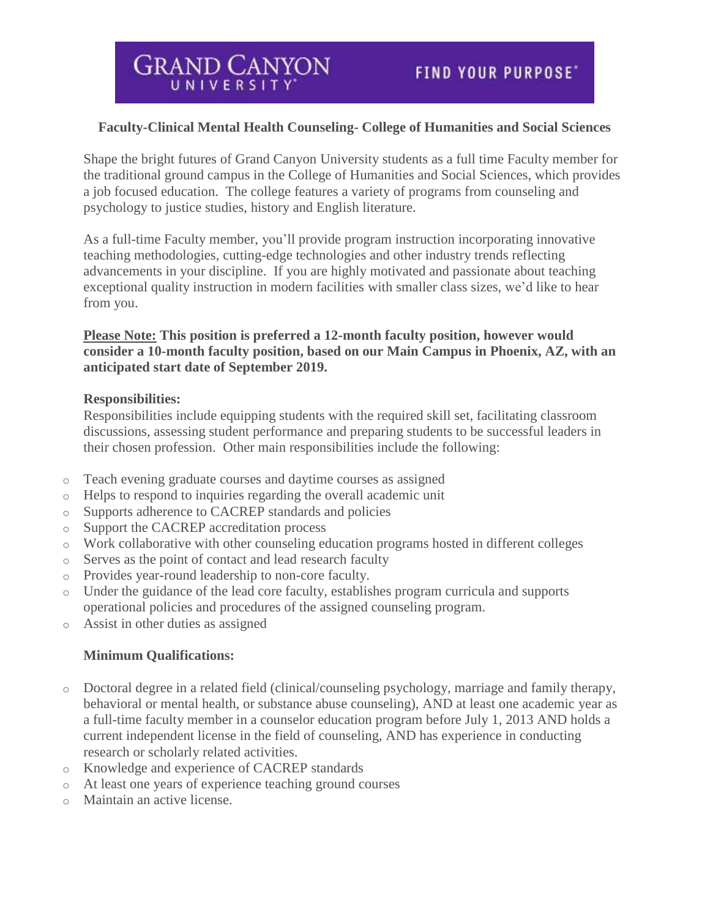GRAND CANYON UNIVERSITY

FIND YOUR PURPOSE®

## Faculty-Clinical Mental Health Counseling- College of Humanities and Social Sciences

Shape the bright futures of Grand Canyon University students as a full time Faculty member for the traditional ground campus in the College of Humanities and Social Sciences, which provides a job focused education. The college features a variety of programs from counseling and psychology to justice studies, history and English literature.

As a full-time Faculty member, you'll provide program instruction incorporating innovative teaching methodologies, cutting-edge technologies and other industry trends reflecting advancements in your discipline. If you are highly motivated and passionate about teaching exceptional quality instruction in modern facilities with smaller class sizes, we'd like to hear from you.

**Please Note: This position is preferred a 12-month faculty position, however would consider a 10-month faculty position, based on our Main Campus in Phoenix, AZ, with an anticipated start date of September 2019.**

**Responsibilities:**

Responsibilities include equipping students with the required skill set, facilitating classroom discussions, assessing student performance and preparing students to be successful leaders in their chosen profession. Other main responsibilities include the following:

- Teach evening graduate courses and daytime courses as assigned
- Helps to respond to inquiries regarding the overall academic unit
- Supports adherence to CACREP standards and policies
- Support the CACREP accreditation process
- Work collaborative with other counseling education programs hosted in different colleges
- Serves as the point of contact and lead research faculty
- Provides year-round leadership to non-core faculty.
- Under the guidance of the lead core faculty, establishes program curricula and supports operational policies and procedures of the assigned counseling program.
- Assist in other duties as assigned

**Minimum Qualifications:**

- Doctoral degree in a related field (clinical/counseling psychology, marriage and family therapy, behavioral or mental health, or substance abuse counseling), AND at least one academic year as a full-time faculty member in a counselor education program before July 1, 2013 AND holds a current independent license in the field of counseling, AND has experience in conducting research or scholarly related activities.
- Knowledge and experience of CACREP standards
- At least one years of experience teaching ground courses
- Maintain an active license.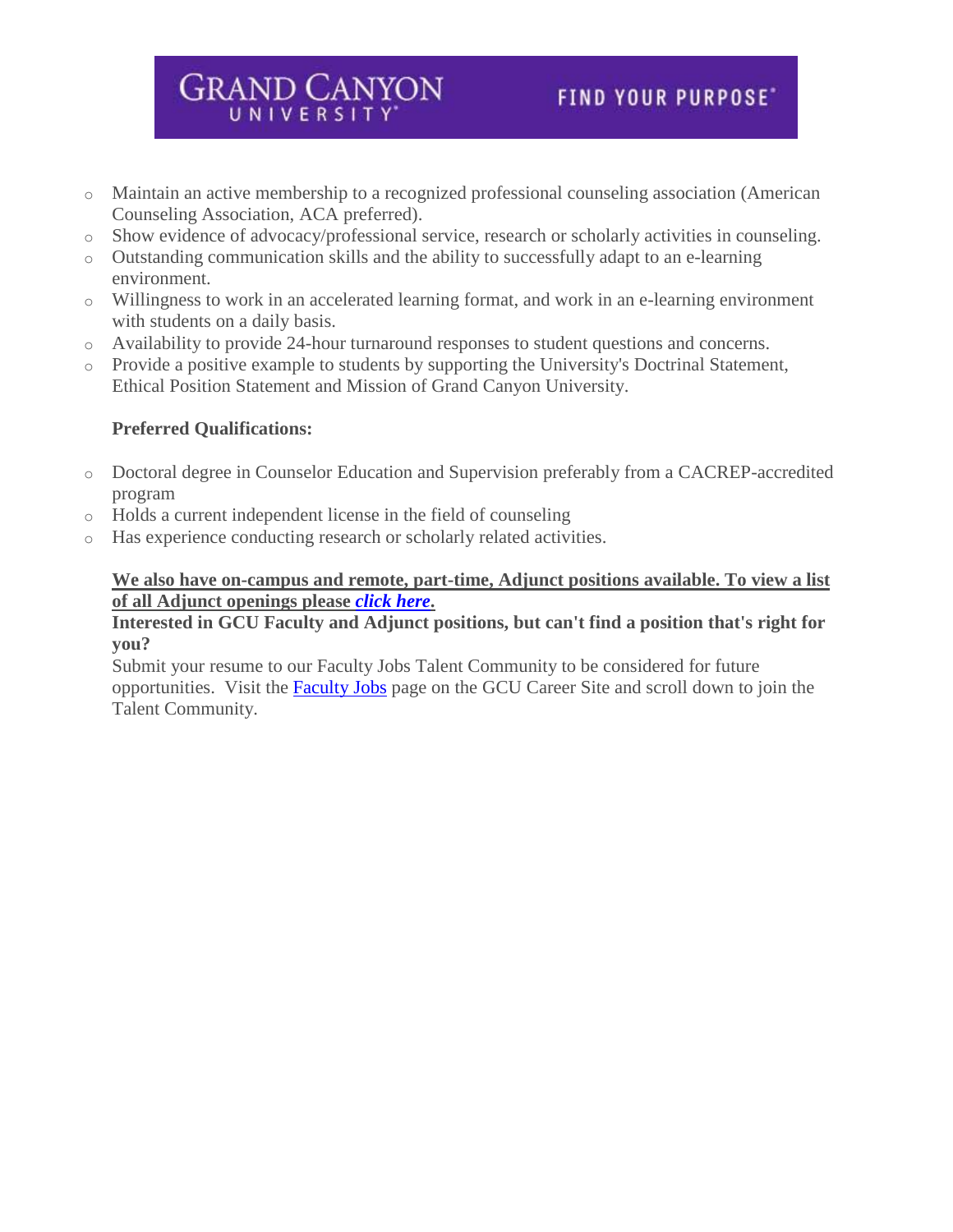- Maintain an active membership to a recognized professional counseling association (American Counseling Association, ACA preferred).
- Show evidence of advocacy/professional service, research or scholarly activities in counseling.
- Outstanding communication skills and the ability to successfully adapt to an e-learning environment.
- Willingness to work in an accelerated learning format, and work in an e-learning environment with students on a daily basis.
- Availability to provide 24-hour turnaround responses to student questions and concerns.
- Provide a positive example to students by supporting the University's Doctrinal Statement, Ethical Position Statement and Mission of Grand Canyon University.

**Preferred Qualifications:**

- Doctoral degree in Counselor Education and Supervision preferably from a CACREP-accredited program
- Holds a current independent license in the field of counseling
- Has experience conducting research or scholarly related activities.

**We also have on-campus and remote, part-time, Adjunct positions available. To view a list of all Adjunct openings please *click here*.**

**Interested in GCU Faculty and Adjunct positions, but can't find a position that's right for you?**

Submit your resume to our Faculty Jobs Talent Community to be considered for future opportunities. Visit the Faculty Jobs page on the GCU Career Site and scroll down to join the Talent Community.